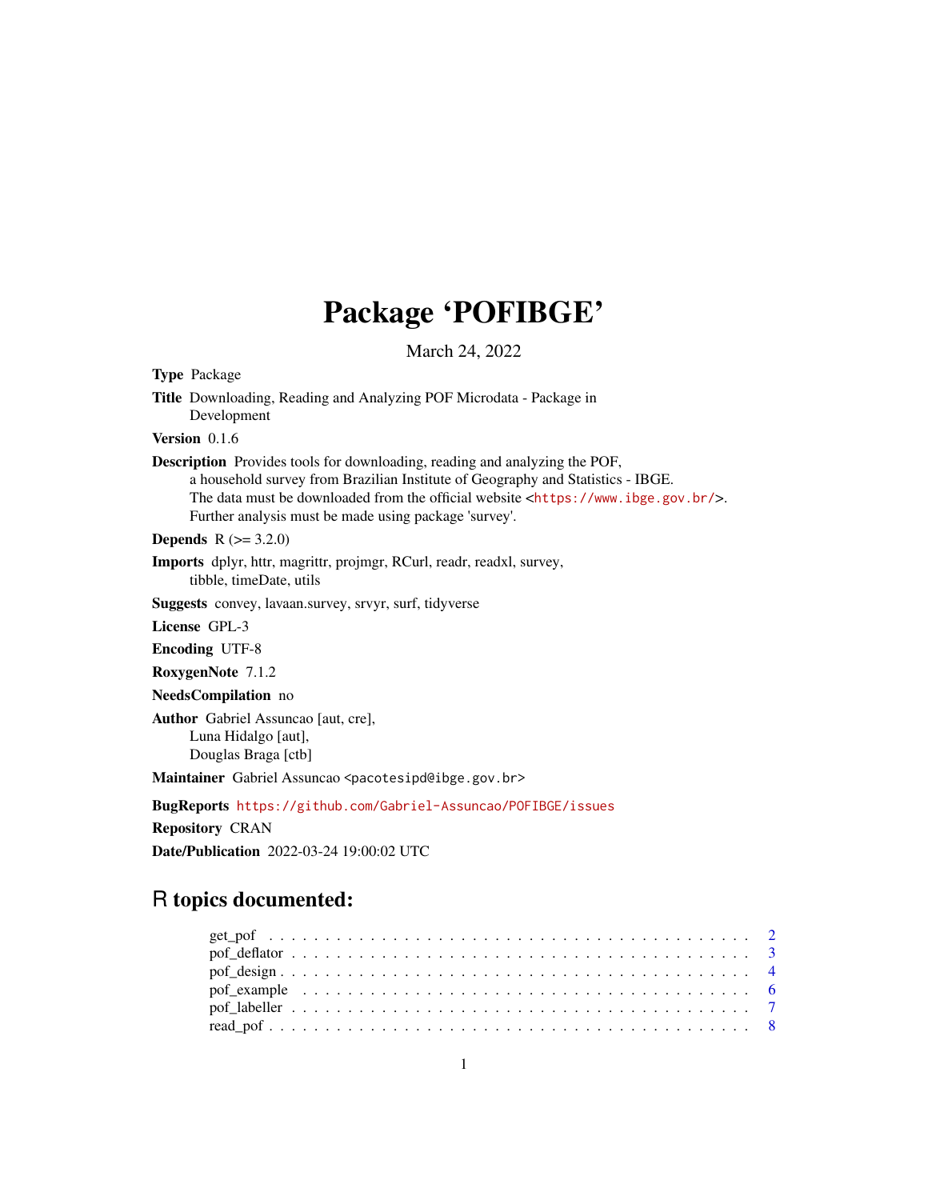# Package 'POFIBGE'

March 24, 2022

**Type** Package

**Title** Downloading, Reading and Analyzing POF Microdata - Package in Development

**Version** 0.1.6

**Description** Provides tools for downloading, reading and analyzing the POF, a household survey from Brazilian Institute of Geography and Statistics - IBGE. The data must be downloaded from the official website <https://www.ibge.gov.br/>. Further analysis must be made using package 'survey'.

**Depends** R (>= 3.2.0)

**Imports** dplyr, httr, magrittr, projmgr, RCurl, readr, readxl, survey, tibble, timeDate, utils

**Suggests** convey, lavaan.survey, srvyr, surf, tidyverse

**License** GPL-3

**Encoding** UTF-8

**RoxygenNote** 7.1.2

**NeedsCompilation** no

**Author** Gabriel Assuncao [aut, cre], Luna Hidalgo [aut], Douglas Braga [ctb]

**Maintainer** Gabriel Assuncao <pacotesipd@ibge.gov.br>

**BugReports** https://github.com/Gabriel-Assuncao/POFIBGE/issues

**Repository** CRAN

**Date/Publication** 2022-03-24 19:00:02 UTC

## R topics documented:

- get_pof . . . . . . . . . . . . . . . . . . . . . . . . . . . . . . . . . . . . . . . . . . 2
- pof_deflator . . . . . . . . . . . . . . . . . . . . . . . . . . . . . . . . . . . . . . . 3
- pof_design . . . . . . . . . . . . . . . . . . . . . . . . . . . . . . . . . . . . . . . . 4
- pof_example . . . . . . . . . . . . . . . . . . . . . . . . . . . . . . . . . . . . . . . 6
- pof_labeller . . . . . . . . . . . . . . . . . . . . . . . . . . . . . . . . . . . . . . . 7
- read_pof . . . . . . . . . . . . . . . . . . . . . . . . . . . . . . . . . . . . . . . . . 8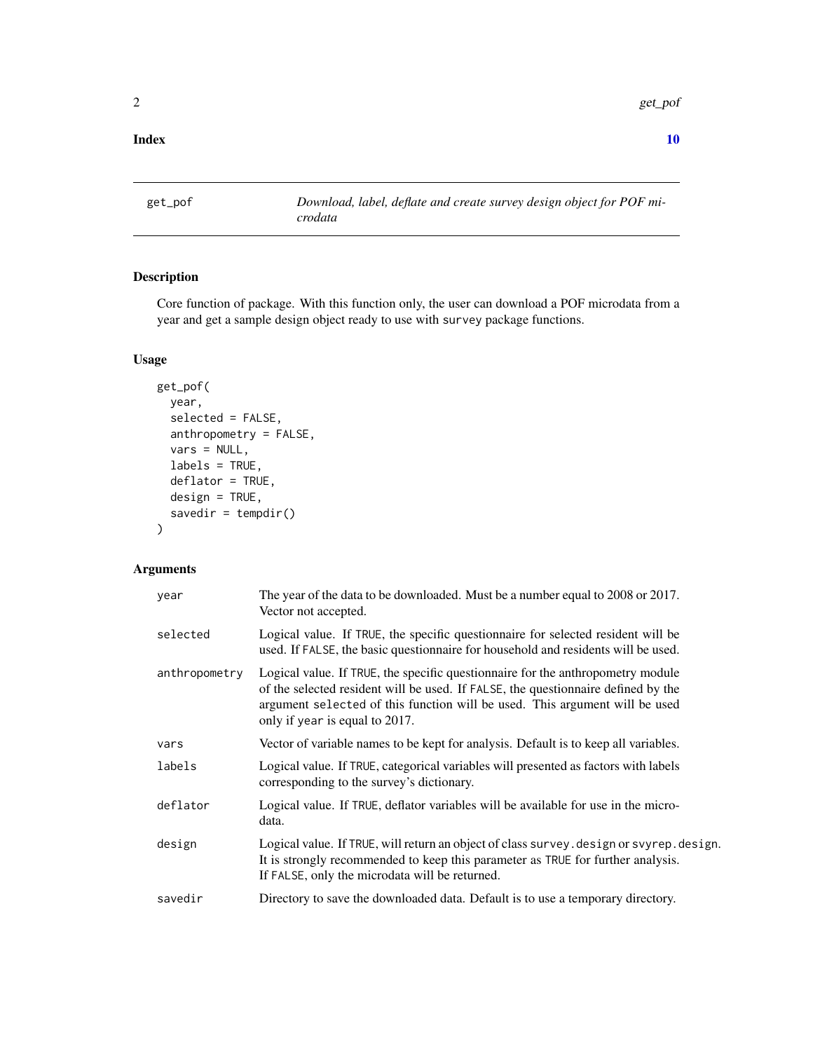**Index** **10**

## get_pof — *Download, label, deflate and create survey design object for POF microdata*

### Description

Core function of package. With this function only, the user can download a POF microdata from a year and get a sample design object ready to use with `survey` package functions.

### Usage

```
get_pof(
  year,
  selected = FALSE,
  anthropometry = FALSE,
  vars = NULL,
  labels = TRUE,
  deflator = TRUE,
  design = TRUE,
  savedir = tempdir()
)
```

### Arguments

| Argument | Description |
|---|---|
| `year` | The year of the data to be downloaded. Must be a number equal to 2008 or 2017. Vector not accepted. |
| `selected` | Logical value. If `TRUE`, the specific questionnaire for selected resident will be used. If `FALSE`, the basic questionnaire for household and residents will be used. |
| `anthropometry` | Logical value. If `TRUE`, the specific questionnaire for the anthropometry module of the selected resident will be used. If `FALSE`, the questionnaire defined by the argument `selected` of this function will be used. This argument will be used only if `year` is equal to 2017. |
| `vars` | Vector of variable names to be kept for analysis. Default is to keep all variables. |
| `labels` | Logical value. If `TRUE`, categorical variables will presented as factors with labels corresponding to the survey's dictionary. |
| `deflator` | Logical value. If `TRUE`, deflator variables will be available for use in the microdata. |
| `design` | Logical value. If `TRUE`, will return an object of class `survey.design` or `svyrep.design`. It is strongly recommended to keep this parameter as `TRUE` for further analysis. If `FALSE`, only the microdata will be returned. |
| `savedir` | Directory to save the downloaded data. Default is to use a temporary directory. |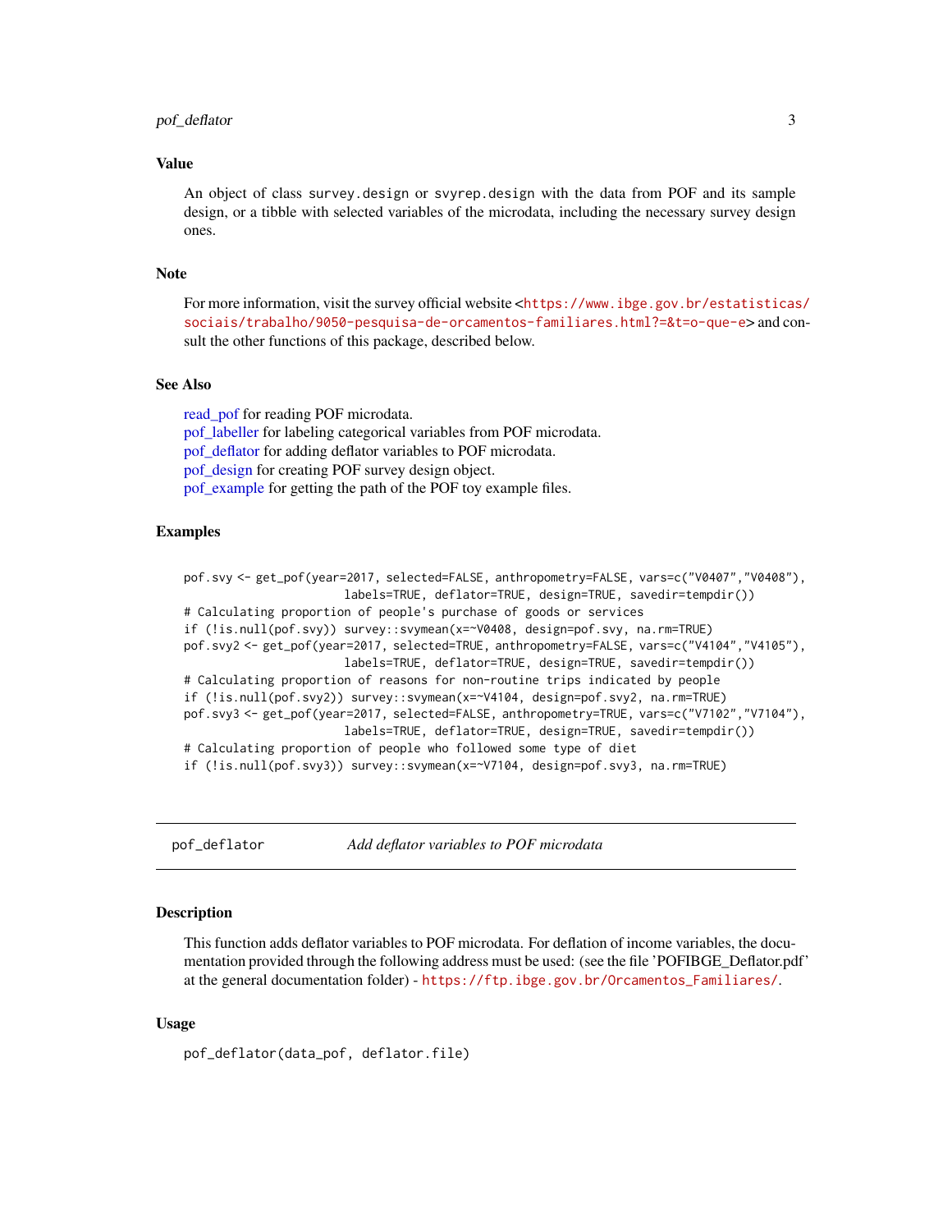## Value

An object of class `survey.design` or `svyrep.design` with the data from POF and its sample design, or a tibble with selected variables of the microdata, including the necessary survey design ones.

## Note

For more information, visit the survey official website <https://www.ibge.gov.br/estatisticas/sociais/trabalho/9050-pesquisa-de-orcamentos-familiares.html?=&t=o-que-e> and consult the other functions of this package, described below.

## See Also

read_pof for reading POF microdata.
pof_labeller for labeling categorical variables from POF microdata.
pof_deflator for adding deflator variables to POF microdata.
pof_design for creating POF survey design object.
pof_example for getting the path of the POF toy example files.

## Examples

```
pof.svy <- get_pof(year=2017, selected=FALSE, anthropometry=FALSE, vars=c("V0407","V0408"),
                       labels=TRUE, deflator=TRUE, design=TRUE, savedir=tempdir())
# Calculating proportion of people's purchase of goods or services
if (!is.null(pof.svy)) survey::svymean(x=~V0408, design=pof.svy, na.rm=TRUE)
pof.svy2 <- get_pof(year=2017, selected=TRUE, anthropometry=FALSE, vars=c("V4104","V4105"),
                       labels=TRUE, deflator=TRUE, design=TRUE, savedir=tempdir())
# Calculating proportion of reasons for non-routine trips indicated by people
if (!is.null(pof.svy2)) survey::svymean(x=~V4104, design=pof.svy2, na.rm=TRUE)
pof.svy3 <- get_pof(year=2017, selected=FALSE, anthropometry=TRUE, vars=c("V7102","V7104"),
                       labels=TRUE, deflator=TRUE, design=TRUE, savedir=tempdir())
# Calculating proportion of people who followed some type of diet
if (!is.null(pof.svy3)) survey::svymean(x=~V7104, design=pof.svy3, na.rm=TRUE)
```

---

# pof_deflator — *Add deflator variables to POF microdata*

## Description

This function adds deflator variables to POF microdata. For deflation of income variables, the documentation provided through the following address must be used: (see the file 'POFIBGE_Deflator.pdf' at the general documentation folder) - https://ftp.ibge.gov.br/Orcamentos_Familiares/.

## Usage

```
pof_deflator(data_pof, deflator.file)
```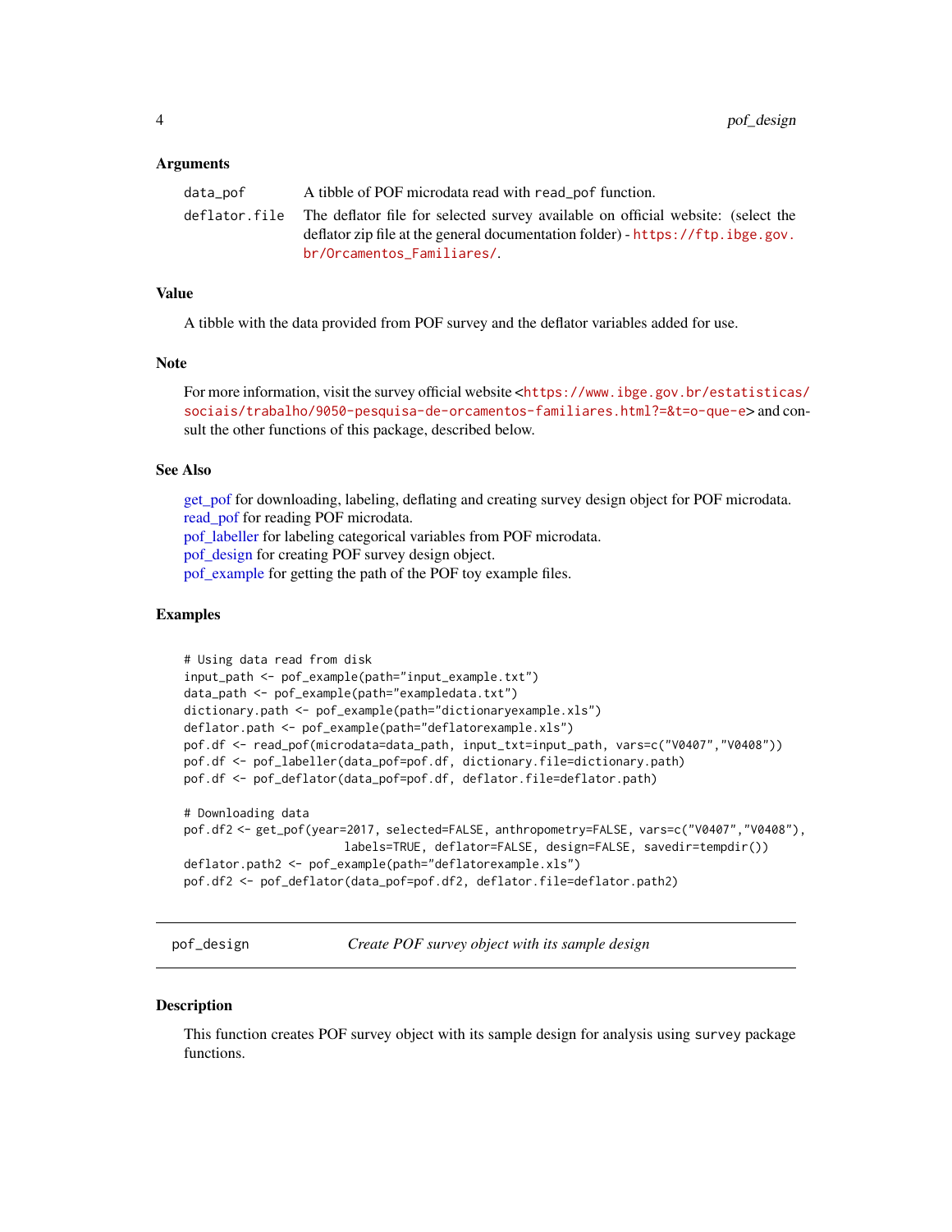### Arguments

| | |
|---|---|
| `data_pof` | A tibble of POF microdata read with `read_pof` function. |
| `deflator.file` | The deflator file for selected survey available on official website: (select the deflator zip file at the general documentation folder) - https://ftp.ibge.gov.br/Orcamentos_Familiares/. |

### Value

A tibble with the data provided from POF survey and the deflator variables added for use.

### Note

For more information, visit the survey official website <https://www.ibge.gov.br/estatisticas/sociais/trabalho/9050-pesquisa-de-orcamentos-familiares.html?=&t=o-que-e> and consult the other functions of this package, described below.

### See Also

get_pof for downloading, labeling, deflating and creating survey design object for POF microdata.
read_pof for reading POF microdata.
pof_labeller for labeling categorical variables from POF microdata.
pof_design for creating POF survey design object.
pof_example for getting the path of the POF toy example files.

### Examples

```
# Using data read from disk
input_path <- pof_example(path="input_example.txt")
data_path <- pof_example(path="exampledata.txt")
dictionary.path <- pof_example(path="dictionaryexample.xls")
deflator.path <- pof_example(path="deflatorexample.xls")
pof.df <- read_pof(microdata=data_path, input_txt=input_path, vars=c("V0407","V0408"))
pof.df <- pof_labeller(data_pof=pof.df, dictionary.file=dictionary.path)
pof.df <- pof_deflator(data_pof=pof.df, deflator.file=deflator.path)

# Downloading data
pof.df2 <- get_pof(year=2017, selected=FALSE, anthropometry=FALSE, vars=c("V0407","V0408"),
                        labels=TRUE, deflator=FALSE, design=FALSE, savedir=tempdir())
deflator.path2 <- pof_example(path="deflatorexample.xls")
pof.df2 <- pof_deflator(data_pof=pof.df2, deflator.file=deflator.path2)
```

---

## pof_design — *Create POF survey object with its sample design*

### Description

This function creates POF survey object with its sample design for analysis using `survey` package functions.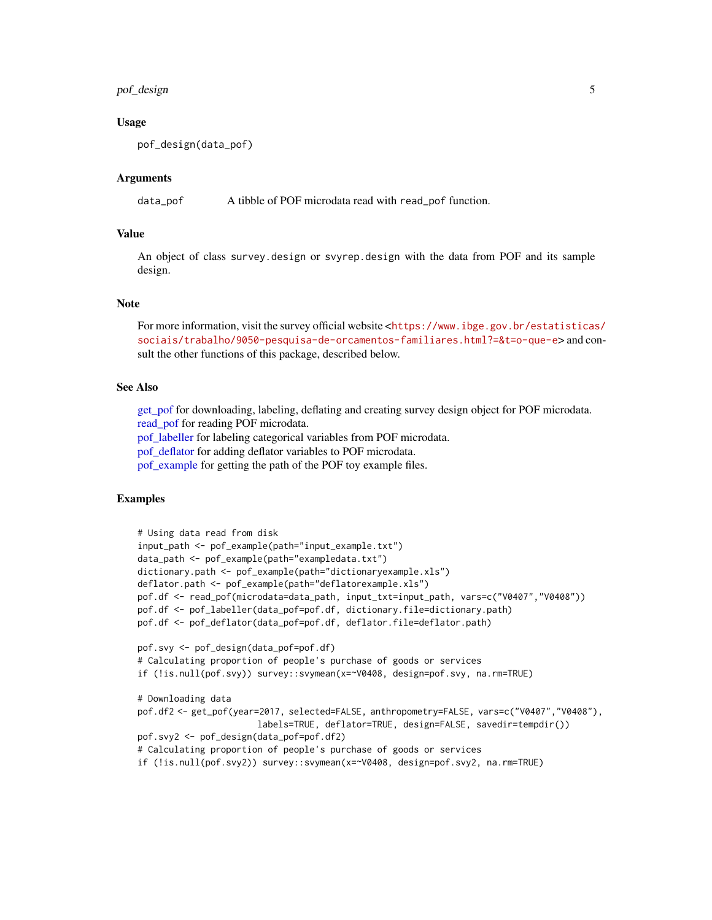## Usage

```
pof_design(data_pof)
```

## Arguments

| | |
|---|---|
| `data_pof` | A tibble of POF microdata read with `read_pof` function. |

## Value

An object of class `survey.design` or `svyrep.design` with the data from POF and its sample design.

## Note

For more information, visit the survey official website <https://www.ibge.gov.br/estatisticas/sociais/trabalho/9050-pesquisa-de-orcamentos-familiares.html?=&t=o-que-e> and consult the other functions of this package, described below.

## See Also

get_pof for downloading, labeling, deflating and creating survey design object for POF microdata.
read_pof for reading POF microdata.
pof_labeller for labeling categorical variables from POF microdata.
pof_deflator for adding deflator variables to POF microdata.
pof_example for getting the path of the POF toy example files.

## Examples

```
# Using data read from disk
input_path <- pof_example(path="input_example.txt")
data_path <- pof_example(path="exampledata.txt")
dictionary.path <- pof_example(path="dictionaryexample.xls")
deflator.path <- pof_example(path="deflatorexample.xls")
pof.df <- read_pof(microdata=data_path, input_txt=input_path, vars=c("V0407","V0408"))
pof.df <- pof_labeller(data_pof=pof.df, dictionary.file=dictionary.path)
pof.df <- pof_deflator(data_pof=pof.df, deflator.file=deflator.path)

pof.svy <- pof_design(data_pof=pof.df)
# Calculating proportion of people's purchase of goods or services
if (!is.null(pof.svy)) survey::svymean(x=~V0408, design=pof.svy, na.rm=TRUE)

# Downloading data
pof.df2 <- get_pof(year=2017, selected=FALSE, anthropometry=FALSE, vars=c("V0407","V0408"),
                       labels=TRUE, deflator=TRUE, design=FALSE, savedir=tempdir())
pof.svy2 <- pof_design(data_pof=pof.df2)
# Calculating proportion of people's purchase of goods or services
if (!is.null(pof.svy2)) survey::svymean(x=~V0408, design=pof.svy2, na.rm=TRUE)
```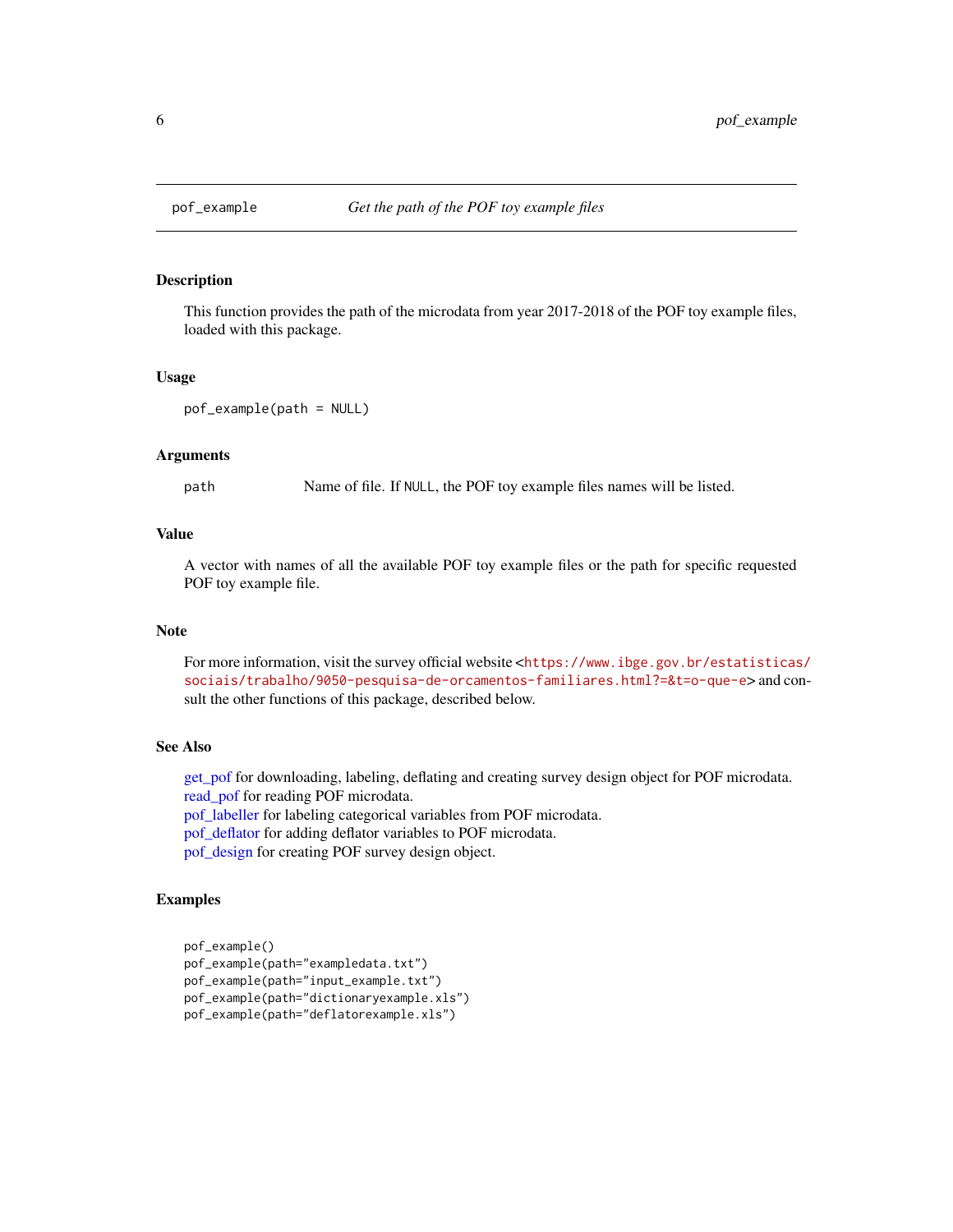pof_example *Get the path of the POF toy example files*

## Description

This function provides the path of the microdata from year 2017-2018 of the POF toy example files, loaded with this package.

## Usage

```
pof_example(path = NULL)
```

## Arguments

path Name of file. If NULL, the POF toy example files names will be listed.

## Value

A vector with names of all the available POF toy example files or the path for specific requested POF toy example file.

## Note

For more information, visit the survey official website <https://www.ibge.gov.br/estatisticas/sociais/trabalho/9050-pesquisa-de-orcamentos-familiares.html?=&t=o-que-e> and consult the other functions of this package, described below.

## See Also

get_pof for downloading, labeling, deflating and creating survey design object for POF microdata.
read_pof for reading POF microdata.
pof_labeller for labeling categorical variables from POF microdata.
pof_deflator for adding deflator variables to POF microdata.
pof_design for creating POF survey design object.

## Examples

```
pof_example()
pof_example(path="exampledata.txt")
pof_example(path="input_example.txt")
pof_example(path="dictionaryexample.xls")
pof_example(path="deflatorexample.xls")
```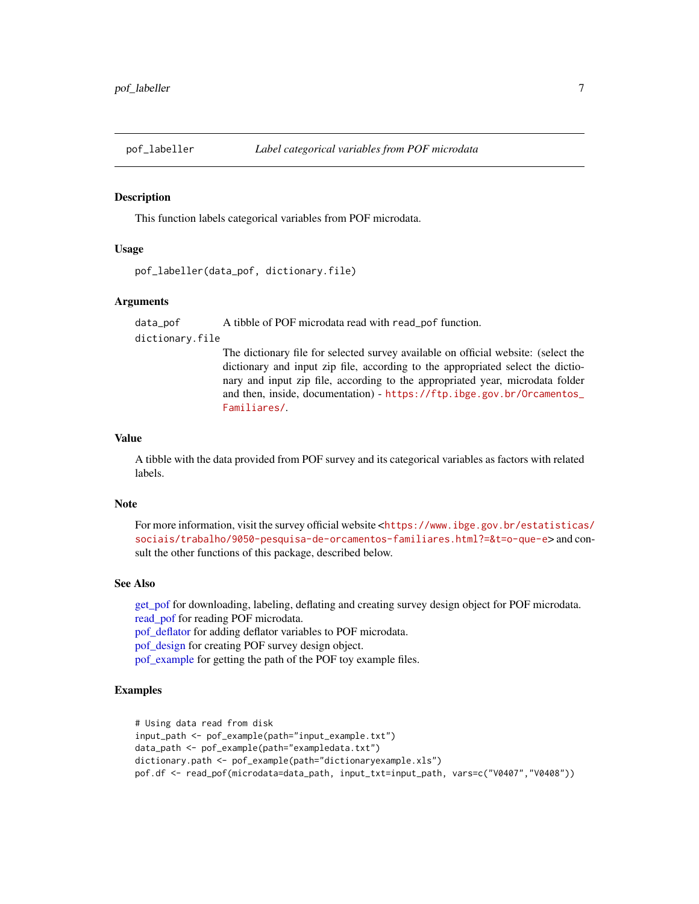`pof_labeller` *Label categorical variables from POF microdata*

## Description

This function labels categorical variables from POF microdata.

## Usage

```
pof_labeller(data_pof, dictionary.file)
```

## Arguments

- `data_pof` A tibble of POF microdata read with `read_pof` function.
- `dictionary.file` The dictionary file for selected survey available on official website: (select the dictionary and input zip file, according to the appropriated select the dictionary and input zip file, according to the appropriated year, microdata folder and then, inside, documentation) - https://ftp.ibge.gov.br/Orcamentos_Familiares/.

## Value

A tibble with the data provided from POF survey and its categorical variables as factors with related labels.

## Note

For more information, visit the survey official website <https://www.ibge.gov.br/estatisticas/sociais/trabalho/9050-pesquisa-de-orcamentos-familiares.html?=&t=o-que-e> and consult the other functions of this package, described below.

## See Also

get_pof for downloading, labeling, deflating and creating survey design object for POF microdata.
read_pof for reading POF microdata.
pof_deflator for adding deflator variables to POF microdata.
pof_design for creating POF survey design object.
pof_example for getting the path of the POF toy example files.

## Examples

```
# Using data read from disk
input_path <- pof_example(path="input_example.txt")
data_path <- pof_example(path="exampledata.txt")
dictionary.path <- pof_example(path="dictionaryexample.xls")
pof.df <- read_pof(microdata=data_path, input_txt=input_path, vars=c("V0407","V0408"))
```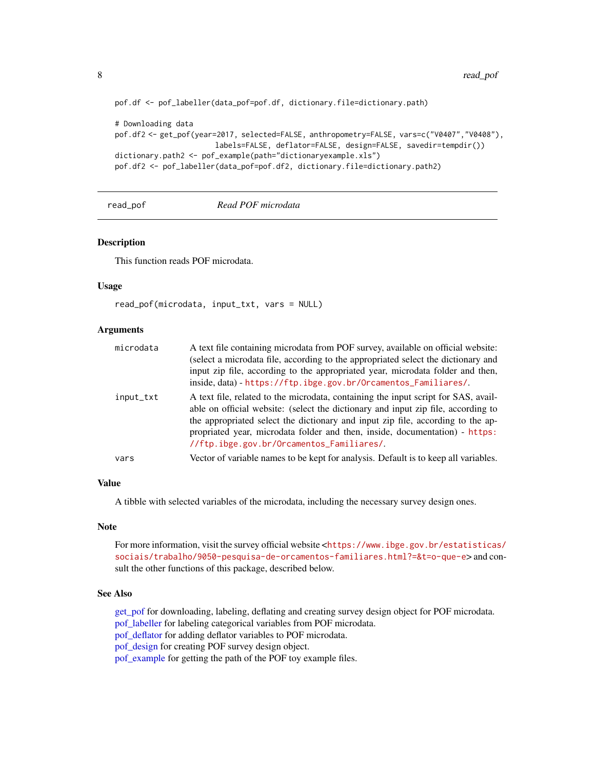```
pof.df <- pof_labeller(data_pof=pof.df, dictionary.file=dictionary.path)

# Downloading data
pof.df2 <- get_pof(year=2017, selected=FALSE, anthropometry=FALSE, vars=c("V0407","V0408"),
                   labels=FALSE, deflator=FALSE, design=FALSE, savedir=tempdir())
dictionary.path2 <- pof_example(path="dictionaryexample.xls")
pof.df2 <- pof_labeller(data_pof=pof.df2, dictionary.file=dictionary.path2)
```

---

## read_pof *Read POF microdata*

---

### Description

This function reads POF microdata.

### Usage

```
read_pof(microdata, input_txt, vars = NULL)
```

### Arguments

| | |
|---|---|
| microdata | A text file containing microdata from POF survey, available on official website: (select a microdata file, according to the appropriated select the dictionary and input zip file, according to the appropriated year, microdata folder and then, inside, data) - https://ftp.ibge.gov.br/Orcamentos_Familiares/. |
| input_txt | A text file, related to the microdata, containing the input script for SAS, available on official website: (select the dictionary and input zip file, according to the appropriated select the dictionary and input zip file, according to the appropriated year, microdata folder and then, inside, documentation) - https://ftp.ibge.gov.br/Orcamentos_Familiares/. |
| vars | Vector of variable names to be kept for analysis. Default is to keep all variables. |

### Value

A tibble with selected variables of the microdata, including the necessary survey design ones.

### Note

For more information, visit the survey official website <https://www.ibge.gov.br/estatisticas/sociais/trabalho/9050-pesquisa-de-orcamentos-familiares.html?=&t=o-que-e> and consult the other functions of this package, described below.

### See Also

get_pof for downloading, labeling, deflating and creating survey design object for POF microdata.
pof_labeller for labeling categorical variables from POF microdata.
pof_deflator for adding deflator variables to POF microdata.
pof_design for creating POF survey design object.
pof_example for getting the path of the POF toy example files.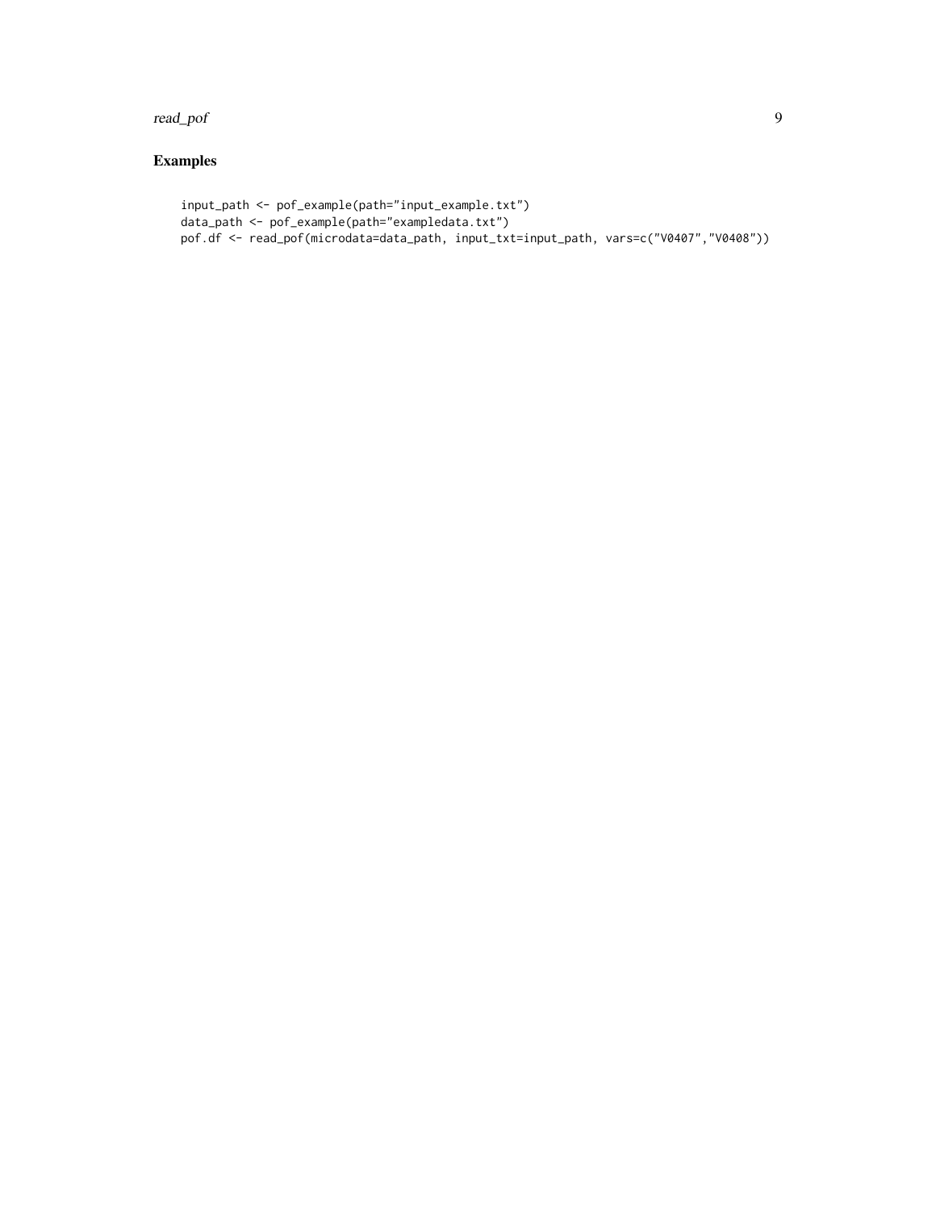## Examples

```
input_path <- pof_example(path="input_example.txt")
data_path <- pof_example(path="exampledata.txt")
pof.df <- read_pof(microdata=data_path, input_txt=input_path, vars=c("V0407","V0408"))
```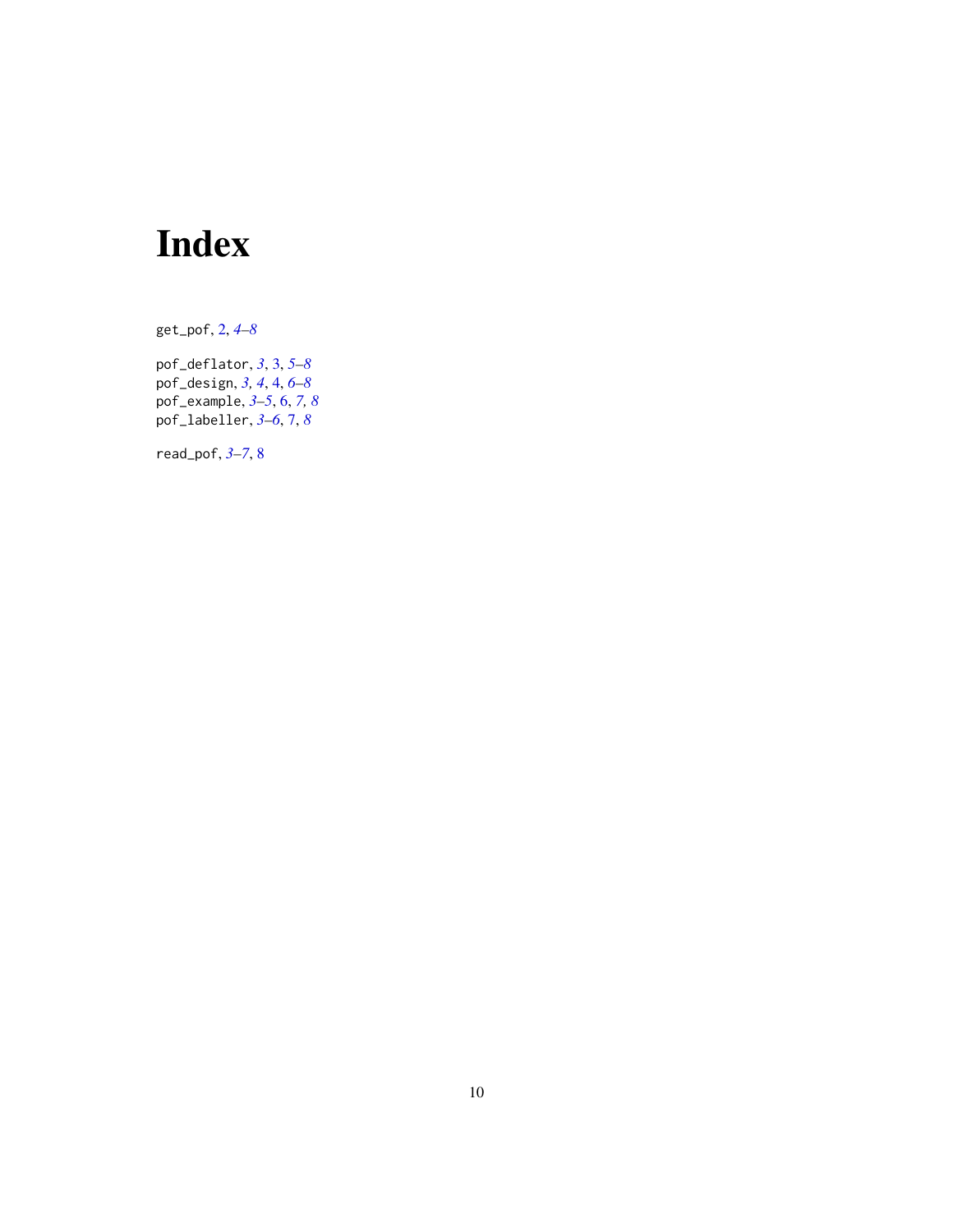# Index

get_pof, 2, *4–8*

pof_deflator, *3*, 3, *5–8*
pof_design, *3, 4*, 4, *6–8*
pof_example, *3–5*, 6, *7, 8*
pof_labeller, *3–6*, 7, *8*

read_pof, *3–7*, 8